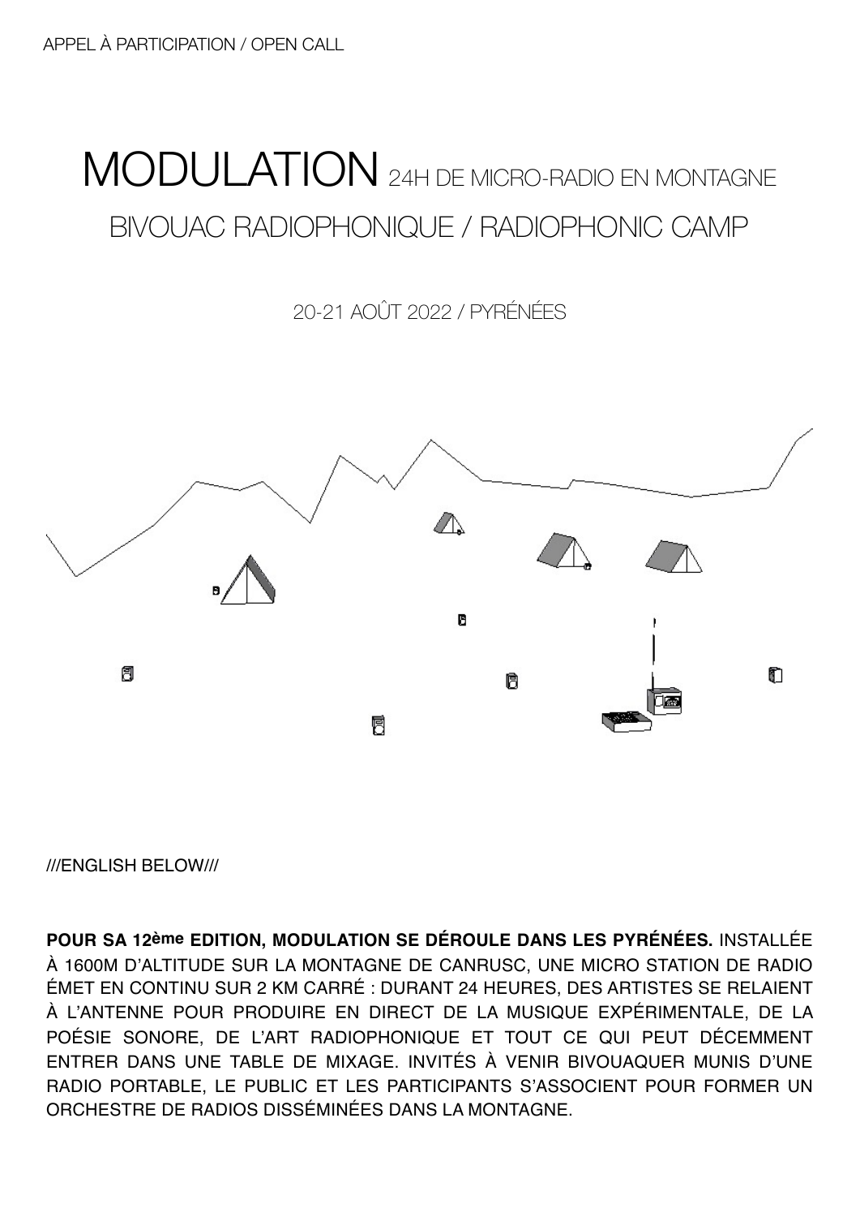APPEL À PARTICIPATION / OPEN CALL

# MODULATION 24H DE MICRO-RADIO EN MONTAGNE

## BIVOUAC RADIOPHONIQUE / RADIOPHONIC CAMP

20-21 AOÛT 2022 / PYRÉNÉES

///ENGLISH BELOW///

**POUR SA 12ème EDITION, MODULATION SE DÉROULE DANS LES PYRÉNÉES.** INSTALLÉE À 1600M D'ALTITUDE SUR LA MONTAGNE DE CANRUSC, UNE MICRO STATION DE RADIO ÉMET EN CONTINU SUR 2 KM CARRÉ : DURANT 24 HEURES, DES ARTISTES SE RELAIENT À L'ANTENNE POUR PRODUIRE EN DIRECT DE LA MUSIQUE EXPÉRIMENTALE, DE LA POÉSIE SONORE, DE L'ART RADIOPHONIQUE ET TOUT CE QUI PEUT DÉCEMMENT ENTRER DANS UNE TABLE DE MIXAGE. INVITÉS À VENIR BIVOUAQUER MUNIS D'UNE RADIO PORTABLE, LE PUBLIC ET LES PARTICIPANTS S'ASSOCIENT POUR FORMER UN ORCHESTRE DE RADIOS DISSÉMINÉES DANS LA MONTAGNE.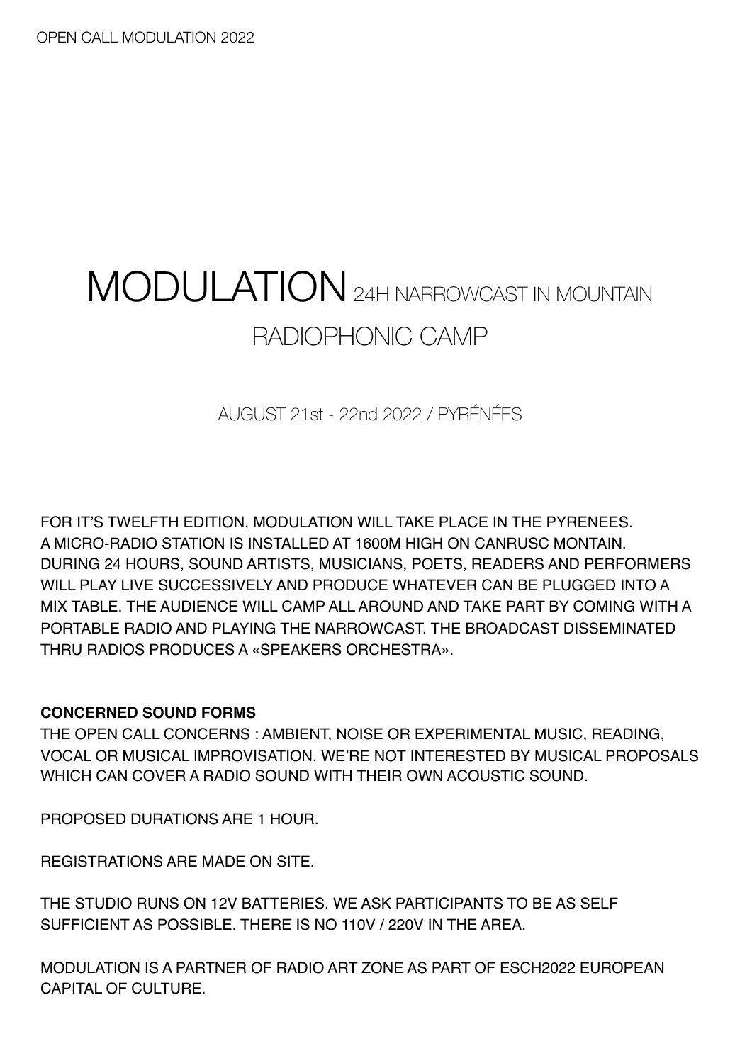OPEN CALL MODULATION 2022

# MODULATION 24H NARROWCAST IN MOUNTAIN

## RADIOPHONIC CAMP

AUGUST 21st - 22nd 2022 / PYRÉNÉES

FOR IT'S TWELFTH EDITION, MODULATION WILL TAKE PLACE IN THE PYRENEES. A MICRO-RADIO STATION IS INSTALLED AT 1600M HIGH ON CANRUSC MONTAIN. DURING 24 HOURS, SOUND ARTISTS, MUSICIANS, POETS, READERS AND PERFORMERS WILL PLAY LIVE SUCCESSIVELY AND PRODUCE WHATEVER CAN BE PLUGGED INTO A MIX TABLE. THE AUDIENCE WILL CAMP ALL AROUND AND TAKE PART BY COMING WITH A PORTABLE RADIO AND PLAYING THE NARROWCAST. THE BROADCAST DISSEMINATED THRU RADIOS PRODUCES A «SPEAKERS ORCHESTRA».

**CONCERNED SOUND FORMS**

THE OPEN CALL CONCERNS : AMBIENT, NOISE OR EXPERIMENTAL MUSIC, READING, VOCAL OR MUSICAL IMPROVISATION. WE'RE NOT INTERESTED BY MUSICAL PROPOSALS WHICH CAN COVER A RADIO SOUND WITH THEIR OWN ACOUSTIC SOUND.

PROPOSED DURATIONS ARE 1 HOUR.

REGISTRATIONS ARE MADE ON SITE.

THE STUDIO RUNS ON 12V BATTERIES. WE ASK PARTICIPANTS TO BE AS SELF SUFFICIENT AS POSSIBLE. THERE IS NO 110V / 220V IN THE AREA.

MODULATION IS A PARTNER OF RADIO ART ZONE AS PART OF ESCH2022 EUROPEAN CAPITAL OF CULTURE.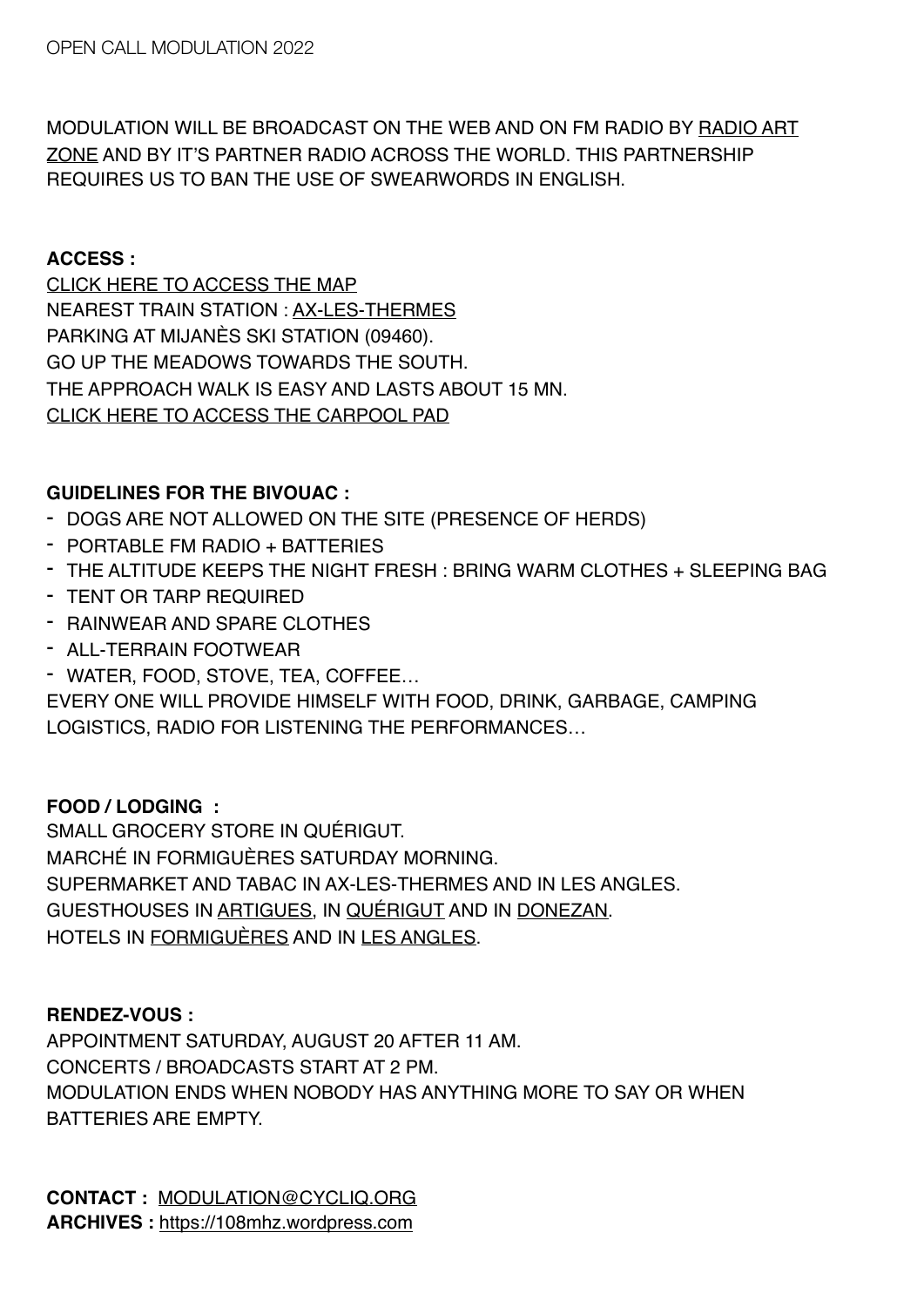OPEN CALL MODULATION 2022

MODULATION WILL BE BROADCAST ON THE WEB AND ON FM RADIO BY RADIO ART ZONE AND BY IT'S PARTNER RADIO ACROSS THE WORLD. THIS PARTNERSHIP REQUIRES US TO BAN THE USE OF SWEARWORDS IN ENGLISH.

**ACCESS :**

CLICK HERE TO ACCESS THE MAP
NEAREST TRAIN STATION : AX-LES-THERMES
PARKING AT MIJANÈS SKI STATION (09460).
GO UP THE MEADOWS TOWARDS THE SOUTH.
THE APPROACH WALK IS EASY AND LASTS ABOUT 15 MN.
CLICK HERE TO ACCESS THE CARPOOL PAD

**GUIDELINES FOR THE BIVOUAC :**

- DOGS ARE NOT ALLOWED ON THE SITE (PRESENCE OF HERDS)
- PORTABLE FM RADIO + BATTERIES
- THE ALTITUDE KEEPS THE NIGHT FRESH : BRING WARM CLOTHES + SLEEPING BAG
- TENT OR TARP REQUIRED
- RAINWEAR AND SPARE CLOTHES
- ALL-TERRAIN FOOTWEAR
- WATER, FOOD, STOVE, TEA, COFFEE…

EVERY ONE WILL PROVIDE HIMSELF WITH FOOD, DRINK, GARBAGE, CAMPING LOGISTICS, RADIO FOR LISTENING THE PERFORMANCES…

**FOOD / LODGING :**

SMALL GROCERY STORE IN QUÉRIGUT.
MARCHÉ IN FORMIGUÈRES SATURDAY MORNING.
SUPERMARKET AND TABAC IN AX-LES-THERMES AND IN LES ANGLES.
GUESTHOUSES IN ARTIGUES, IN QUÉRIGUT AND IN DONEZAN.
HOTELS IN FORMIGUÈRES AND IN LES ANGLES.

**RENDEZ-VOUS :**

APPOINTMENT SATURDAY, AUGUST 20 AFTER 11 AM.
CONCERTS / BROADCASTS START AT 2 PM.
MODULATION ENDS WHEN NOBODY HAS ANYTHING MORE TO SAY OR WHEN BATTERIES ARE EMPTY.

**CONTACT :** MODULATION@CYCLIQ.ORG
**ARCHIVES :** https://108mhz.wordpress.com